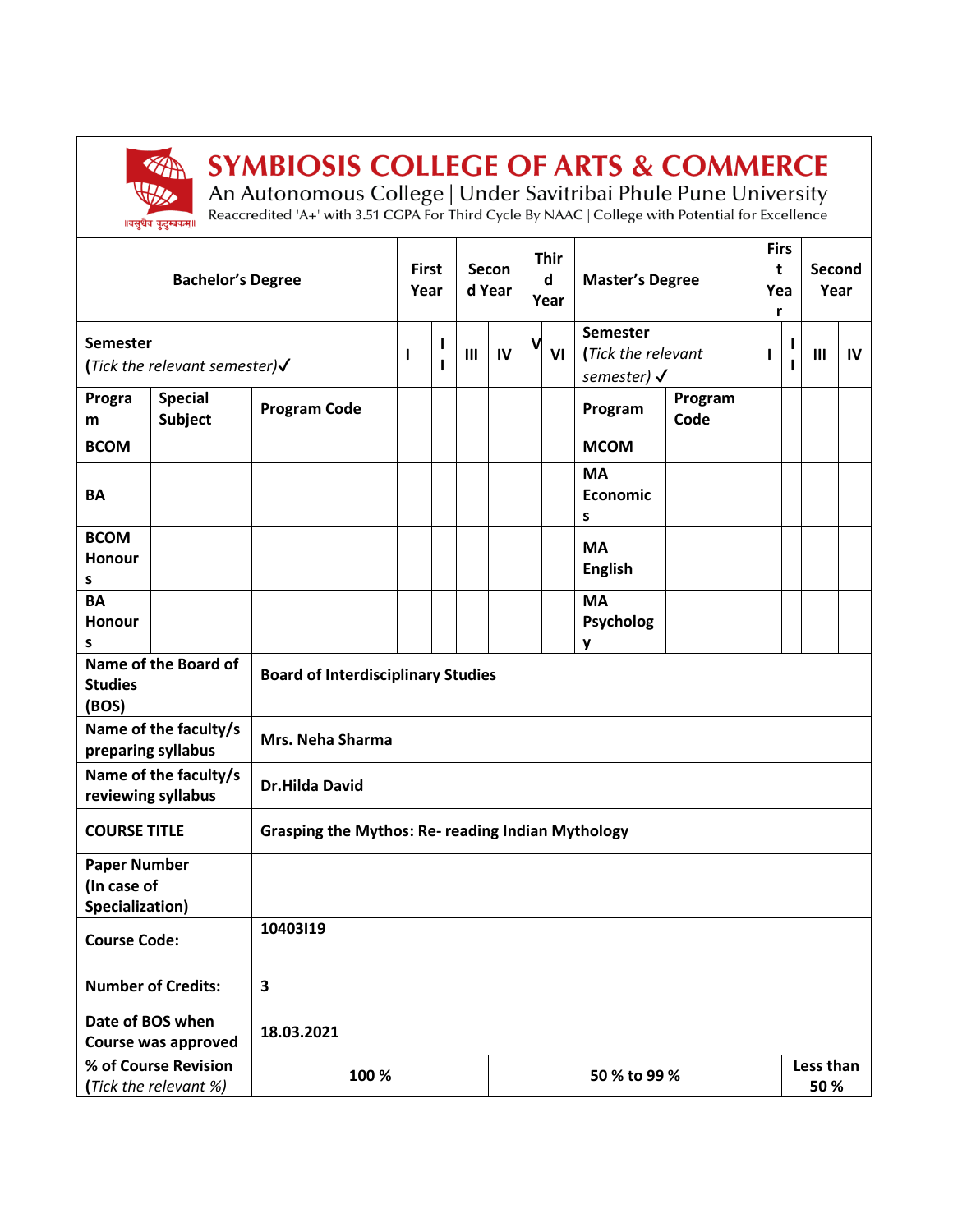# SYMBIOSIS COLLEGE OF ARTS & COMMERCE

An Autonomous College | Under Savitribai Phule Pune University

Reaccredited 'A+' with 3.51 CGPA For Third Cycle By NAAC | College with Potential for Excellence

| Bachelor's Degree | | | First Year | | Second Year | | Third Year | | Master's Degree | | First Year | | Second Year | |
|---|---|---|---|---|---|---|---|---|---|---|---|---|---|---|
| Semester<br>(*Tick the relevant semester*)✓ | | | I | II | III | IV | V | VI | Semester<br>(*Tick the relevant semester*) ✓ | | I | II | III | IV |
| Program | Special Subject | Program Code | | | | | | | Program | Program Code | | | | |
| BCOM | | | | | | | | | MCOM | | | | | |
| BA | | | | | | | | | MA Economics | | | | | |
| BCOM Honours | | | | | | | | | MA English | | | | | |
| BA Honours | | | | | | | | | MA Psychology | | | | | |

| | |
|---|---|
| **Name of the Board of Studies (BOS)** | **Board of Interdisciplinary Studies** |
| **Name of the faculty/s preparing syllabus** | **Mrs. Neha Sharma** |
| **Name of the faculty/s reviewing syllabus** | **Dr.Hilda David** |
| **COURSE TITLE** | **Grasping the Mythos: Re- reading Indian Mythology** |
| **Paper Number (In case of Specialization)** | |
| **Course Code:** | **10403I19** |
| **Number of Credits:** | **3** |
| **Date of BOS when Course was approved** | **18.03.2021** |

| **% of Course Revision** (*Tick the relevant %*) | **100 %** | **50 % to 99 %** | **Less than 50 %** |
|---|---|---|---|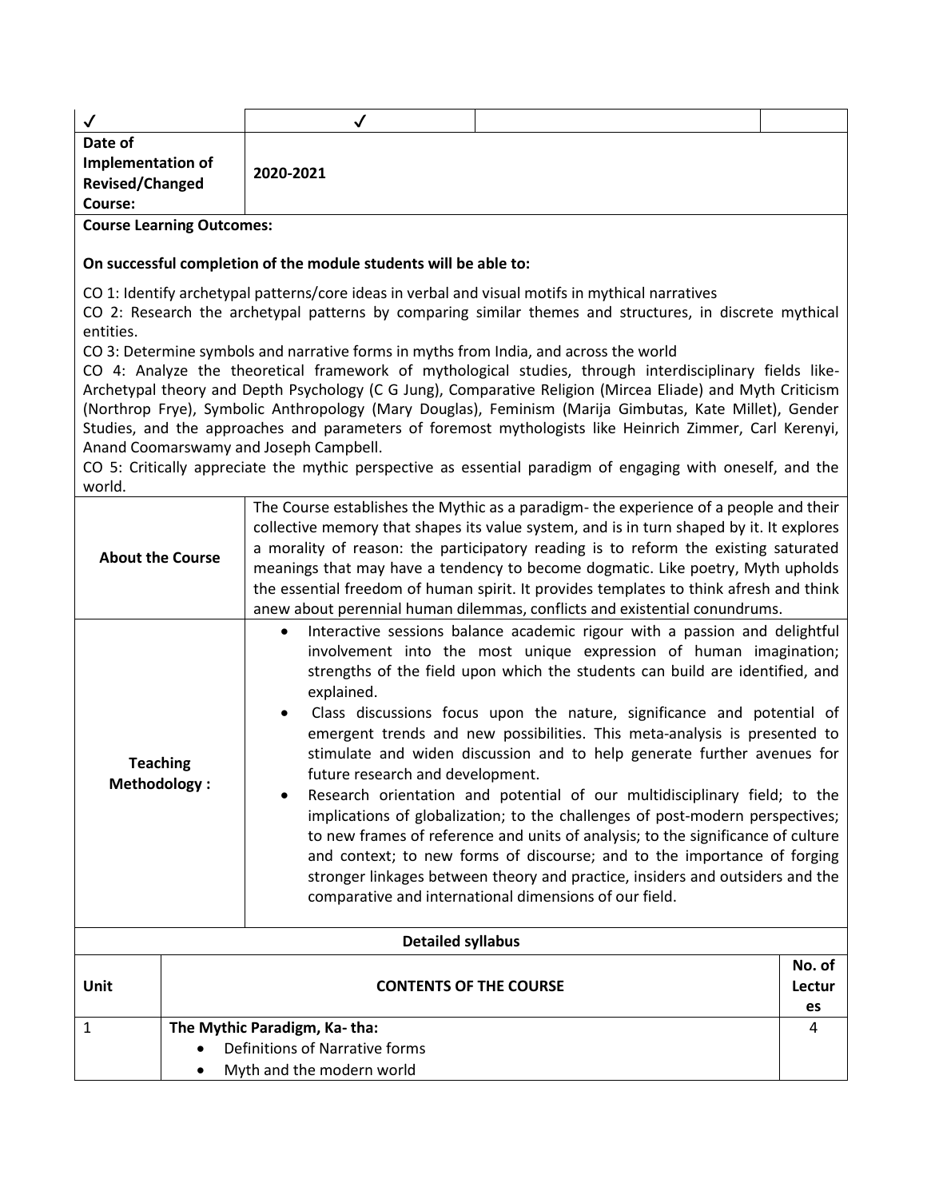| ✓ | ✓ | | |
|---|---|---|---|
| **Date of Implementation of Revised/Changed Course:** | **2020-2021** | | |

**Course Learning Outcomes:**

**On successful completion of the module students will be able to:**

CO 1: Identify archetypal patterns/core ideas in verbal and visual motifs in mythical narratives
CO 2: Research the archetypal patterns by comparing similar themes and structures, in discrete mythical entities.
CO 3: Determine symbols and narrative forms in myths from India, and across the world
CO 4: Analyze the theoretical framework of mythological studies, through interdisciplinary fields like-Archetypal theory and Depth Psychology (C G Jung), Comparative Religion (Mircea Eliade) and Myth Criticism (Northrop Frye), Symbolic Anthropology (Mary Douglas), Feminism (Marija Gimbutas, Kate Millet), Gender Studies, and the approaches and parameters of foremost mythologists like Heinrich Zimmer, Carl Kerenyi, Anand Coomarswamy and Joseph Campbell.
CO 5: Critically appreciate the mythic perspective as essential paradigm of engaging with oneself, and the world.

| | |
|---|---|
| **About the Course** | The Course establishes the Mythic as a paradigm- the experience of a people and their collective memory that shapes its value system, and is in turn shaped by it. It explores a morality of reason: the participatory reading is to reform the existing saturated meanings that may have a tendency to become dogmatic. Like poetry, Myth upholds the essential freedom of human spirit. It provides templates to think afresh and think anew about perennial human dilemmas, conflicts and existential conundrums. |
| **Teaching Methodology :** | • Interactive sessions balance academic rigour with a passion and delightful involvement into the most unique expression of human imagination; strengths of the field upon which the students can build are identified, and explained.<br>• Class discussions focus upon the nature, significance and potential of emergent trends and new possibilities. This meta-analysis is presented to stimulate and widen discussion and to help generate further avenues for future research and development.<br>• Research orientation and potential of our multidisciplinary field; to the implications of globalization; to the challenges of post-modern perspectives; to new frames of reference and units of analysis; to the significance of culture and context; to new forms of discourse; and to the importance of forging stronger linkages between theory and practice, insiders and outsiders and the comparative and international dimensions of our field. |

**Detailed syllabus**

| Unit | CONTENTS OF THE COURSE | No. of Lectures |
|---|---|---|
| 1 | **The Mythic Paradigm, Ka- tha:**<br>• Definitions of Narrative forms<br>• Myth and the modern world | 4 |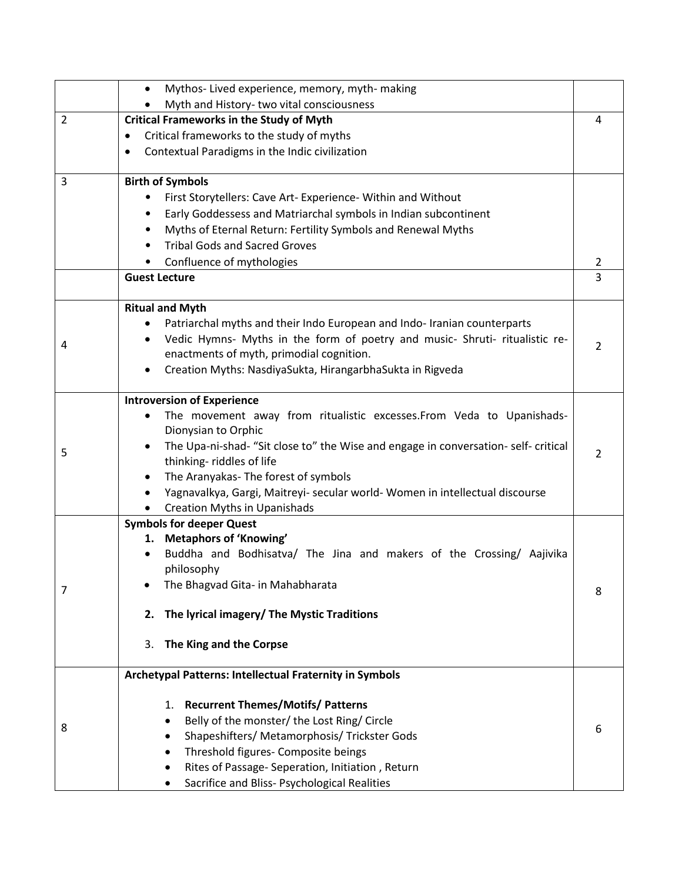| | | |
|---|---|---|
| | • Mythos- Lived experience, memory, myth- making<br>• Myth and History- two vital consciousness | |
| 2 | **Critical Frameworks in the Study of Myth**<br>• Critical frameworks to the study of myths<br>• Contextual Paradigms in the Indic civilization | 4 |
| 3 | **Birth of Symbols**<br>• First Storytellers: Cave Art- Experience- Within and Without<br>• Early Goddessess and Matriarchal symbols in Indian subcontinent<br>• Myths of Eternal Return: Fertility Symbols and Renewal Myths<br>• Tribal Gods and Sacred Groves<br>• Confluence of mythologies | 2 |
| | **Guest Lecture** | 3 |
| 4 | **Ritual and Myth**<br>• Patriarchal myths and their Indo European and Indo- Iranian counterparts<br>• Vedic Hymns- Myths in the form of poetry and music- Shruti- ritualistic re-enactments of myth, primodial cognition.<br>• Creation Myths: NasdiyaSukta, HirangarbhaSukta in Rigveda | 2 |
| 5 | **Introversion of Experience**<br>• The movement away from ritualistic excesses.From Veda to Upanishads- Dionysian to Orphic<br>• The Upa-ni-shad- "Sit close to" the Wise and engage in conversation- self- critical thinking- riddles of life<br>• The Aranyakas- The forest of symbols<br>• Yagnavalkya, Gargi, Maitreyi- secular world- Women in intellectual discourse<br>• Creation Myths in Upanishads | 2 |
| 7 | **Symbols for deeper Quest**<br>**1. Metaphors of 'Knowing'**<br>• Buddha and Bodhisatva/ The Jina and makers of the Crossing/ Aajivika philosophy<br>• The Bhagvad Gita- in Mahabharata<br>**2. The lyrical imagery/ The Mystic Traditions**<br>3. **The King and the Corpse** | 8 |
| 8 | **Archetypal Patterns: Intellectual Fraternity in Symbols**<br>1. **Recurrent Themes/Motifs/ Patterns**<br>• Belly of the monster/ the Lost Ring/ Circle<br>• Shapeshifters/ Metamorphosis/ Trickster Gods<br>• Threshold figures- Composite beings<br>• Rites of Passage- Seperation, Initiation , Return<br>• Sacrifice and Bliss- Psychological Realities | 6 |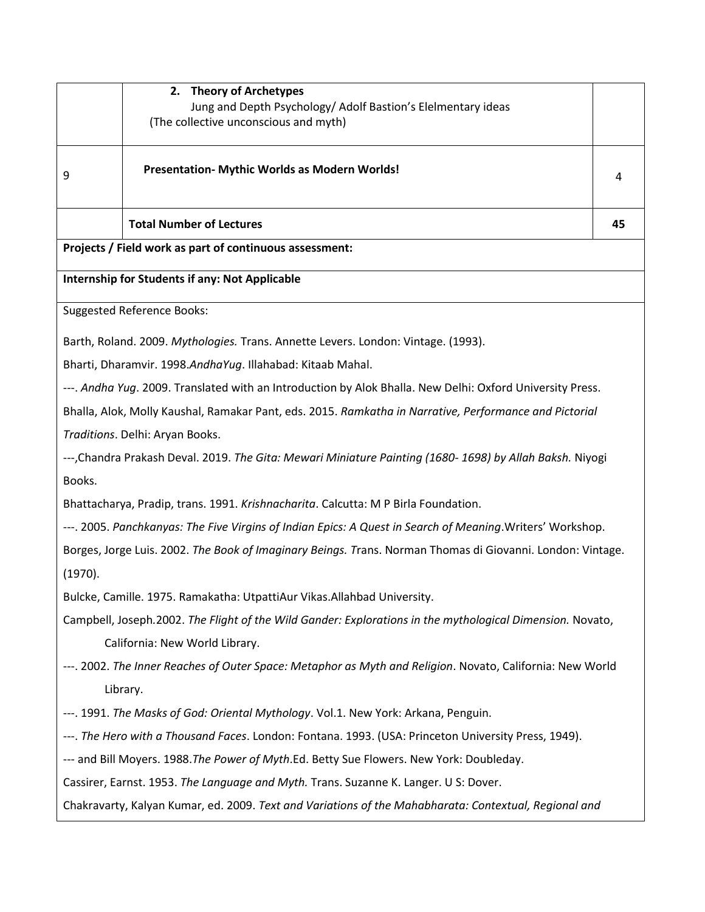|  |  |  |
|---|---|---|
|  | **2. Theory of Archetypes**<br>Jung and Depth Psychology/ Adolf Bastion's Elelmentary ideas<br>(The collective unconscious and myth) |  |
| 9 | **Presentation- Mythic Worlds as Modern Worlds!** | 4 |
|  | **Total Number of Lectures** | **45** |

**Projects / Field work as part of continuous assessment:**

**Internship for Students if any: Not Applicable**

Suggested Reference Books:

Barth, Roland. 2009. *Mythologies.* Trans. Annette Levers. London: Vintage. (1993).

Bharti, Dharamvir. 1998.*AndhaYug*. Illahabad: Kitaab Mahal.

---. *Andha Yug*. 2009. Translated with an Introduction by Alok Bhalla. New Delhi: Oxford University Press.

Bhalla, Alok, Molly Kaushal, Ramakar Pant, eds. 2015. *Ramkatha in Narrative, Performance and Pictorial Traditions*. Delhi: Aryan Books.

---,Chandra Prakash Deval. 2019. *The Gita: Mewari Miniature Painting (1680- 1698) by Allah Baksh.* Niyogi Books.

Bhattacharya, Pradip, trans. 1991. *Krishnacharita*. Calcutta: M P Birla Foundation.

---. 2005. *Panchkanyas: The Five Virgins of Indian Epics: A Quest in Search of Meaning*.Writers' Workshop.

Borges, Jorge Luis. 2002. *The Book of Imaginary Beings.* Trans. Norman Thomas di Giovanni. London: Vintage. (1970).

Bulcke, Camille. 1975. Ramakatha: UtpattiAur Vikas.Allahbad University.

Campbell, Joseph.2002. *The Flight of the Wild Gander: Explorations in the mythological Dimension.* Novato, California: New World Library.

---. 2002. *The Inner Reaches of Outer Space: Metaphor as Myth and Religion*. Novato, California: New World Library.

---. 1991. *The Masks of God: Oriental Mythology*. Vol.1. New York: Arkana, Penguin.

---. *The Hero with a Thousand Faces*. London: Fontana. 1993. (USA: Princeton University Press, 1949).

--- and Bill Moyers. 1988.*The Power of Myth*.Ed. Betty Sue Flowers. New York: Doubleday.

Cassirer, Earnst. 1953. *The Language and Myth.* Trans. Suzanne K. Langer. U S: Dover.

Chakravarty, Kalyan Kumar, ed. 2009. *Text and Variations of the Mahabharata: Contextual, Regional and*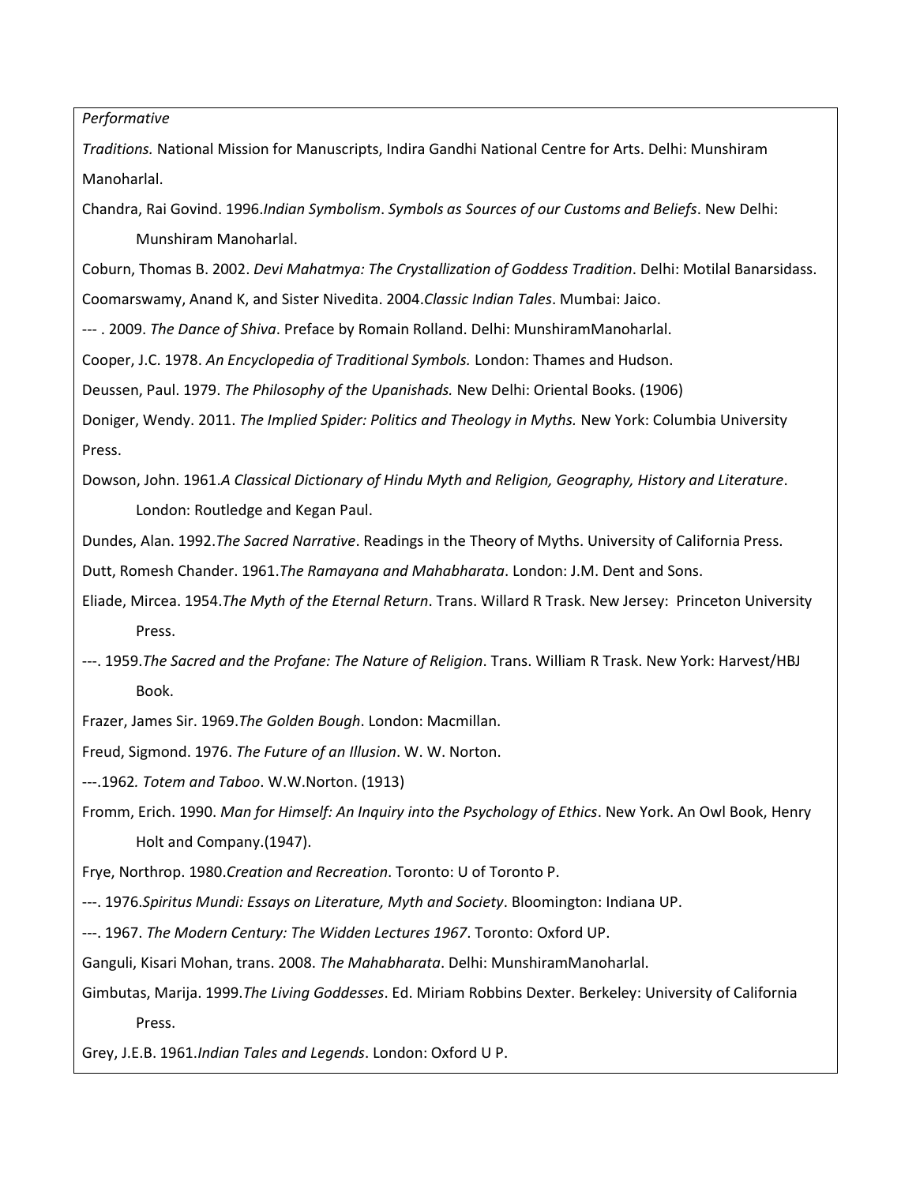*Performative*

*Traditions.* National Mission for Manuscripts, Indira Gandhi National Centre for Arts. Delhi: Munshiram Manoharlal.

Chandra, Rai Govind. 1996.*Indian Symbolism*. *Symbols as Sources of our Customs and Beliefs*. New Delhi: Munshiram Manoharlal.

Coburn, Thomas B. 2002. *Devi Mahatmya: The Crystallization of Goddess Tradition*. Delhi: Motilal Banarsidass.

Coomarswamy, Anand K, and Sister Nivedita. 2004.*Classic Indian Tales*. Mumbai: Jaico.

--- . 2009. *The Dance of Shiva*. Preface by Romain Rolland. Delhi: MunshiramManoharlal.

Cooper, J.C. 1978. *An Encyclopedia of Traditional Symbols.* London: Thames and Hudson.

Deussen, Paul. 1979. *The Philosophy of the Upanishads.* New Delhi: Oriental Books. (1906)

Doniger, Wendy. 2011. *The Implied Spider: Politics and Theology in Myths.* New York: Columbia University Press.

Dowson, John. 1961.*A Classical Dictionary of Hindu Myth and Religion, Geography, History and Literature*. London: Routledge and Kegan Paul.

Dundes, Alan. 1992.*The Sacred Narrative*. Readings in the Theory of Myths. University of California Press.

Dutt, Romesh Chander. 1961.*The Ramayana and Mahabharata*. London: J.M. Dent and Sons.

Eliade, Mircea. 1954.*The Myth of the Eternal Return*. Trans. Willard R Trask. New Jersey: Princeton University Press.

---. 1959.*The Sacred and the Profane: The Nature of Religion*. Trans. William R Trask. New York: Harvest/HBJ Book.

Frazer, James Sir. 1969.*The Golden Bough*. London: Macmillan.

Freud, Sigmond. 1976. *The Future of an Illusion*. W. W. Norton.

---.1962*. Totem and Taboo*. W.W.Norton. (1913)

Fromm, Erich. 1990. *Man for Himself: An Inquiry into the Psychology of Ethics*. New York. An Owl Book, Henry Holt and Company.(1947).

Frye, Northrop. 1980.*Creation and Recreation*. Toronto: U of Toronto P.

---. 1976.*Spiritus Mundi: Essays on Literature, Myth and Society*. Bloomington: Indiana UP.

---. 1967. *The Modern Century: The Widden Lectures 1967*. Toronto: Oxford UP.

Ganguli, Kisari Mohan, trans. 2008. *The Mahabharata*. Delhi: MunshiramManoharlal.

Gimbutas, Marija. 1999.*The Living Goddesses*. Ed. Miriam Robbins Dexter. Berkeley: University of California Press.

Grey, J.E.B. 1961.*Indian Tales and Legends*. London: Oxford U P.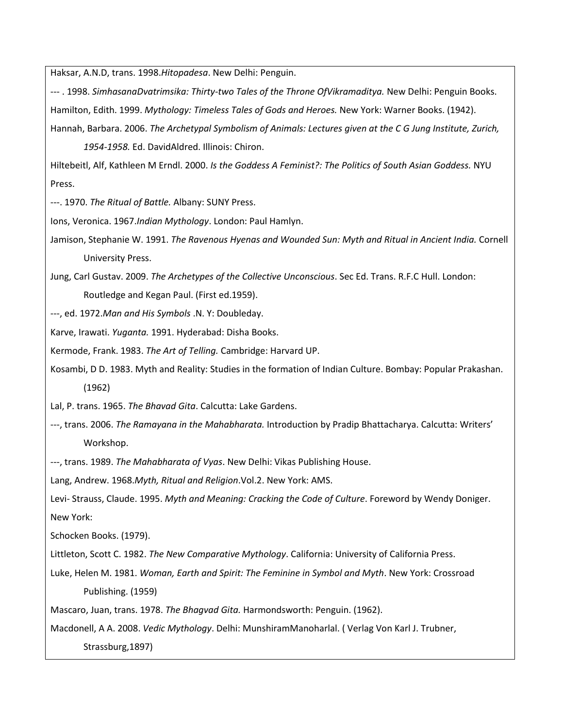Haksar, A.N.D, trans. 1998.*Hitopadesa*. New Delhi: Penguin.

--- . 1998. *SimhasanaDvatrimsika: Thirty-two Tales of the Throne OfVikramaditya.* New Delhi: Penguin Books.

Hamilton, Edith. 1999. *Mythology: Timeless Tales of Gods and Heroes.* New York: Warner Books. (1942).

Hannah, Barbara. 2006. *The Archetypal Symbolism of Animals: Lectures given at the C G Jung Institute, Zurich, 1954-1958.* Ed. DavidAldred. Illinois: Chiron.

Hiltebeitl, Alf, Kathleen M Erndl. 2000. *Is the Goddess A Feminist?: The Politics of South Asian Goddess.* NYU Press.

---. 1970. *The Ritual of Battle.* Albany: SUNY Press.

Ions, Veronica. 1967.*Indian Mythology*. London: Paul Hamlyn.

Jamison, Stephanie W. 1991. *The Ravenous Hyenas and Wounded Sun: Myth and Ritual in Ancient India.* Cornell University Press.

Jung, Carl Gustav. 2009. *The Archetypes of the Collective Unconscious*. Sec Ed. Trans. R.F.C Hull. London: Routledge and Kegan Paul. (First ed.1959).

---, ed. 1972.*Man and His Symbols* .N. Y: Doubleday.

Karve, Irawati. *Yuganta.* 1991. Hyderabad: Disha Books.

Kermode, Frank. 1983. *The Art of Telling.* Cambridge: Harvard UP.

Kosambi, D D. 1983. Myth and Reality: Studies in the formation of Indian Culture. Bombay: Popular Prakashan. (1962)

Lal, P. trans. 1965. *The Bhavad Gita*. Calcutta: Lake Gardens.

---, trans. 2006. *The Ramayana in the Mahabharata.* Introduction by Pradip Bhattacharya. Calcutta: Writers' Workshop.

---, trans. 1989. *The Mahabharata of Vyas*. New Delhi: Vikas Publishing House.

Lang, Andrew. 1968.*Myth, Ritual and Religion*.Vol.2. New York: AMS.

Levi- Strauss, Claude. 1995. *Myth and Meaning: Cracking the Code of Culture*. Foreword by Wendy Doniger. New York: Schocken Books. (1979).

Littleton, Scott C. 1982. *The New Comparative Mythology*. California: University of California Press.

Luke, Helen M. 1981. *Woman, Earth and Spirit: The Feminine in Symbol and Myth*. New York: Crossroad Publishing. (1959)

Mascaro, Juan, trans. 1978. *The Bhagvad Gita.* Harmondsworth: Penguin. (1962).

Macdonell, A A. 2008. *Vedic Mythology*. Delhi: MunshiramManoharlal. ( Verlag Von Karl J. Trubner, Strassburg,1897)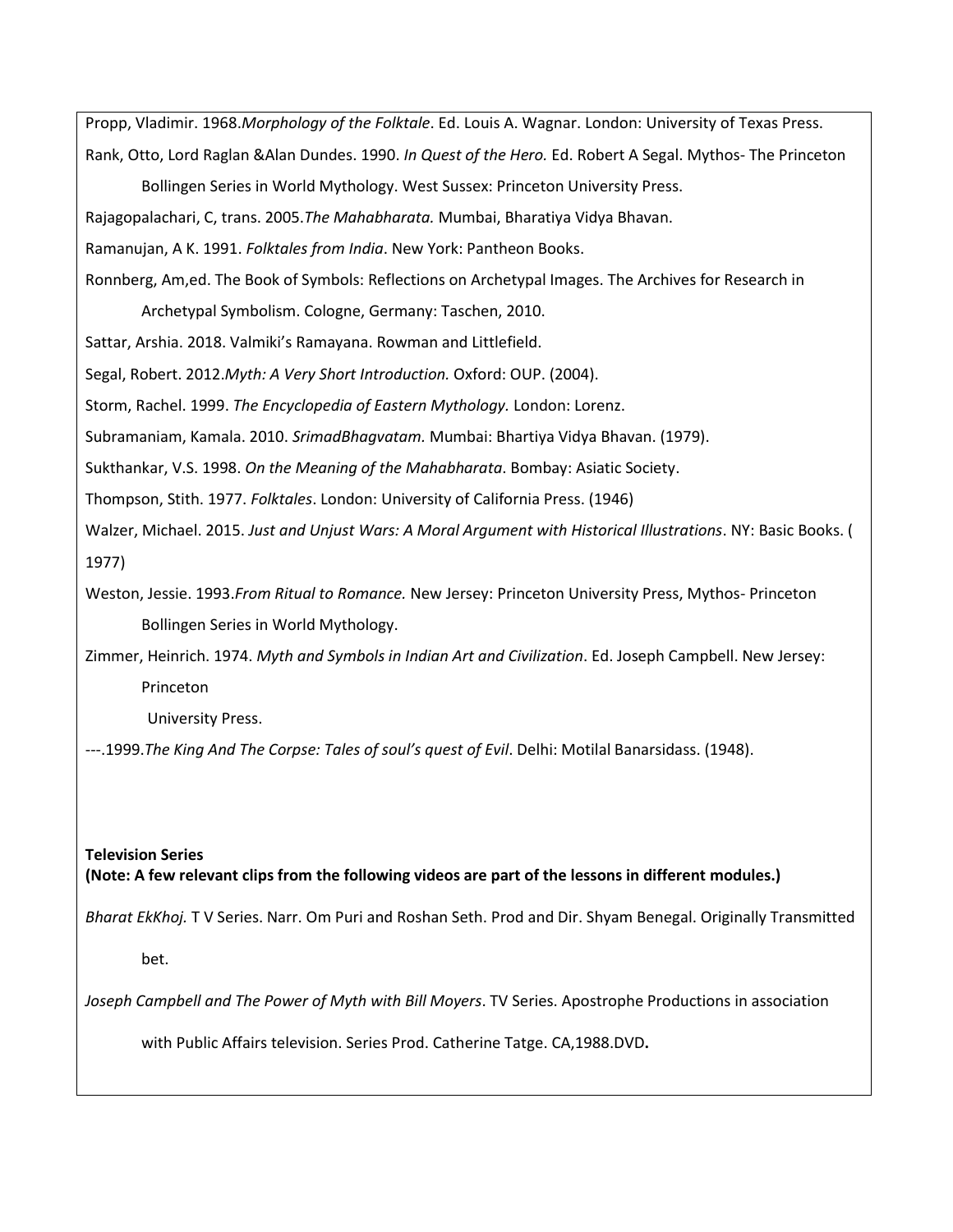Propp, Vladimir. 1968.*Morphology of the Folktale*. Ed. Louis A. Wagnar. London: University of Texas Press.

Rank, Otto, Lord Raglan &Alan Dundes. 1990. *In Quest of the Hero.* Ed. Robert A Segal. Mythos- The Princeton Bollingen Series in World Mythology. West Sussex: Princeton University Press.

Rajagopalachari, C, trans. 2005.*The Mahabharata.* Mumbai, Bharatiya Vidya Bhavan.

Ramanujan, A K. 1991. *Folktales from India*. New York: Pantheon Books.

Ronnberg, Am,ed. The Book of Symbols: Reflections on Archetypal Images. The Archives for Research in Archetypal Symbolism. Cologne, Germany: Taschen, 2010.

Sattar, Arshia. 2018. Valmiki's Ramayana. Rowman and Littlefield.

Segal, Robert. 2012.*Myth: A Very Short Introduction.* Oxford: OUP. (2004).

Storm, Rachel. 1999. *The Encyclopedia of Eastern Mythology.* London: Lorenz.

Subramaniam, Kamala. 2010. *SrimadBhagvatam.* Mumbai: Bhartiya Vidya Bhavan. (1979).

Sukthankar, V.S. 1998. *On the Meaning of the Mahabharata*. Bombay: Asiatic Society.

Thompson, Stith. 1977. *Folktales*. London: University of California Press. (1946)

Walzer, Michael. 2015. *Just and Unjust Wars: A Moral Argument with Historical Illustrations*. NY: Basic Books. ( 1977)

Weston, Jessie. 1993.*From Ritual to Romance.* New Jersey: Princeton University Press, Mythos- Princeton Bollingen Series in World Mythology.

Zimmer, Heinrich. 1974. *Myth and Symbols in Indian Art and Civilization*. Ed. Joseph Campbell. New Jersey: Princeton University Press.

---.1999.*The King And The Corpse: Tales of soul's quest of Evil*. Delhi: Motilal Banarsidass. (1948).

**Television Series**
**(Note: A few relevant clips from the following videos are part of the lessons in different modules.)**

*Bharat EkKhoj.* T V Series. Narr. Om Puri and Roshan Seth. Prod and Dir. Shyam Benegal. Originally Transmitted bet.

*Joseph Campbell and The Power of Myth with Bill Moyers*. TV Series. Apostrophe Productions in association with Public Affairs television. Series Prod. Catherine Tatge. CA,1988.DVD**.**